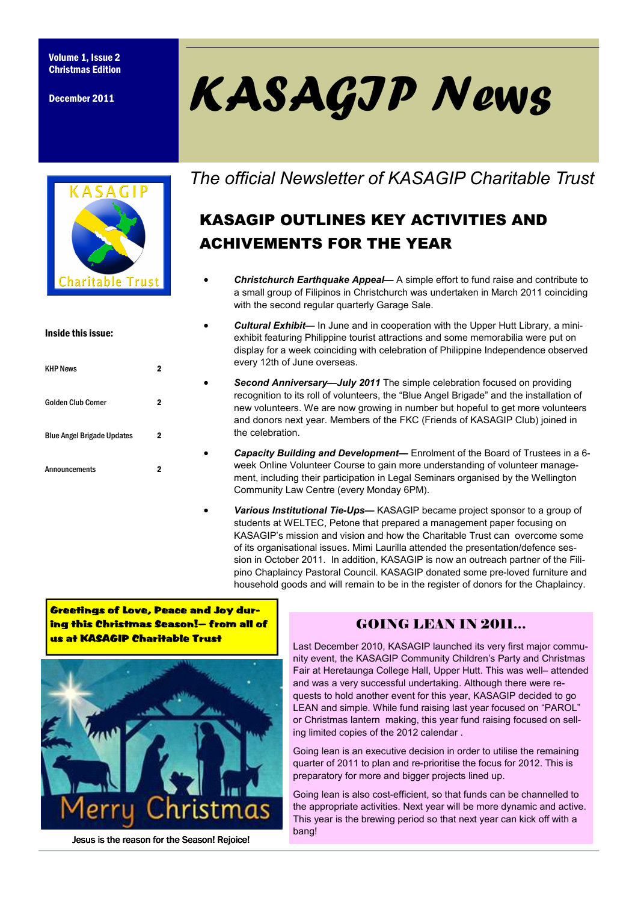Volume 1, Issue 2
Christmas Edition

December 2011

# KASAGIP News

*The official Newsletter of KASAGIP Charitable Trust*

**Inside this issue:**

| | |
|---|---|
| KHP News | 2 |
| Golden Club Corner | 2 |
| Blue Angel Brigade Updates | 2 |
| Announcements | 2 |

## KASAGIP OUTLINES KEY ACTIVITIES AND ACHIVEMENTS FOR THE YEAR

- ***Christchurch Earthquake Appeal***— A simple effort to fund raise and contribute to a small group of Filipinos in Christchurch was undertaken in March 2011 coinciding with the second regular quarterly Garage Sale.
- ***Cultural Exhibit***— In June and in cooperation with the Upper Hutt Library, a mini-exhibit featuring Philippine tourist attractions and some memorabilia were put on display for a week coinciding with celebration of Philippine Independence observed every 12th of June overseas.
- ***Second Anniversary—July 2011*** The simple celebration focused on providing recognition to its roll of volunteers, the "Blue Angel Brigade" and the installation of new volunteers. We are now growing in number but hopeful to get more volunteers and donors next year. Members of the FKC (Friends of KASAGIP Club) joined in the celebration.
- ***Capacity Building and Development***— Enrolment of the Board of Trustees in a 6-week Online Volunteer Course to gain more understanding of volunteer management, including their participation in Legal Seminars organised by the Wellington Community Law Centre (every Monday 6PM).
- ***Various Institutional Tie-Ups***— KASAGIP became project sponsor to a group of students at WELTEC, Petone that prepared a management paper focusing on KASAGIP's mission and vision and how the Charitable Trust can overcome some of its organisational issues. Mimi Laurilla attended the presentation/defence session in October 2011. In addition, KASAGIP is now an outreach partner of the Filipino Chaplaincy Pastoral Council. KASAGIP donated some pre-loved furniture and household goods and will remain to be in the register of donors for the Chaplaincy.

**Greetings of Love, Peace and Joy during this Christmas Season!— from all of us at KASAGIP Charitable Trust**

Jesus is the reason for the Season! Rejoice!

## GOING LEAN IN 2011...

Last December 2010, KASAGIP launched its very first major community event, the KASAGIP Community Children's Party and Christmas Fair at Heretaunga College Hall, Upper Hutt. This was well– attended and was a very successful undertaking. Although there were requests to hold another event for this year, KASAGIP decided to go LEAN and simple. While fund raising last year focused on "PAROL" or Christmas lantern making, this year fund raising focused on selling limited copies of the 2012 calendar .

Going lean is an executive decision in order to utilise the remaining quarter of 2011 to plan and re-prioritise the focus for 2012. This is preparatory for more and bigger projects lined up.

Going lean is also cost-efficient, so that funds can be channelled to the appropriate activities. Next year will be more dynamic and active. This year is the brewing period so that next year can kick off with a bang!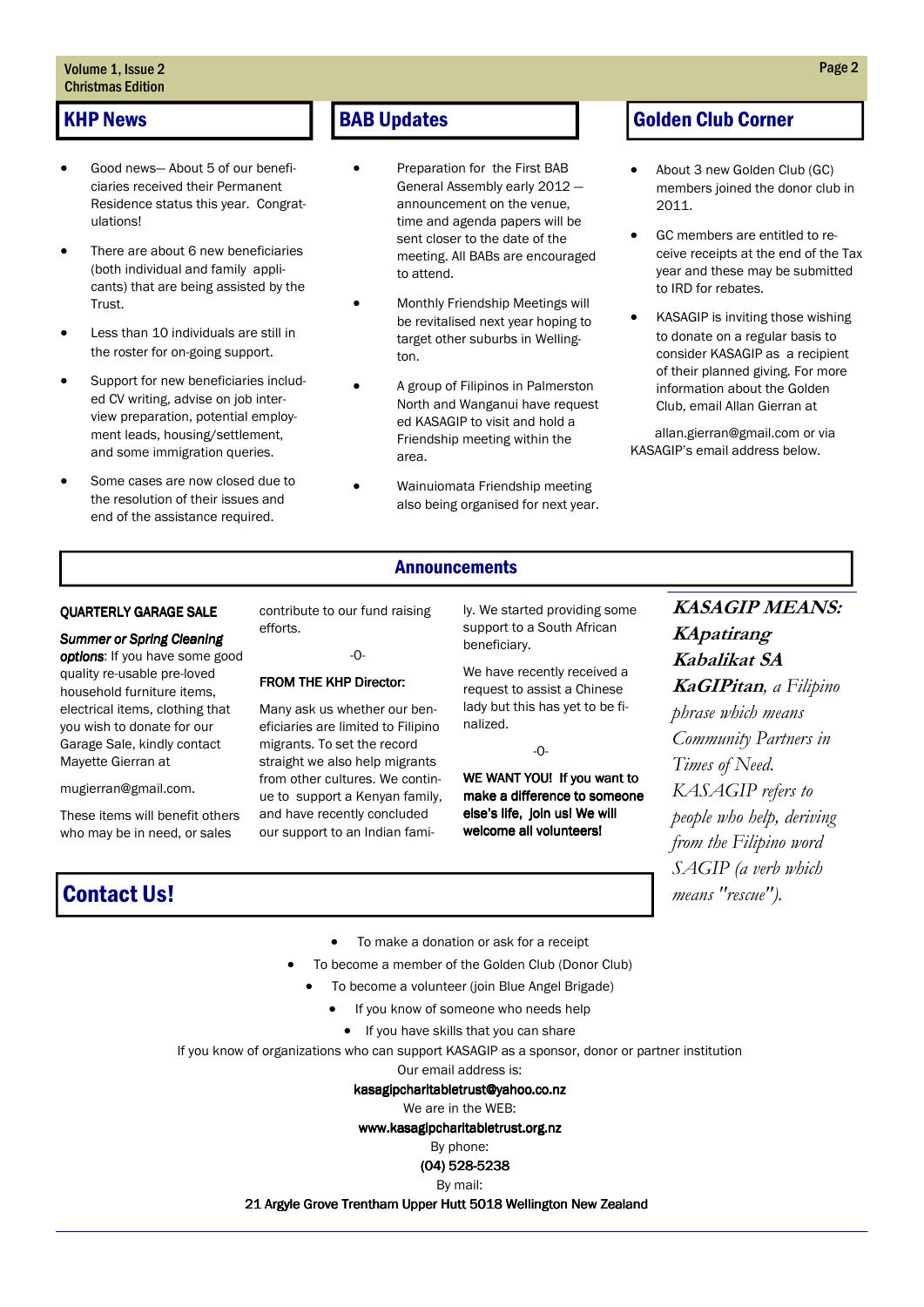## KHP News

- Good news— About 5 of our beneficiaries received their Permanent Residence status this year. Congratulations!
- There are about 6 new beneficiaries (both individual and family applicants) that are being assisted by the Trust.
- Less than 10 individuals are still in the roster for on-going support.
- Support for new beneficiaries included CV writing, advise on job interview preparation, potential employment leads, housing/settlement, and some immigration queries.
- Some cases are now closed due to the resolution of their issues and end of the assistance required.

## BAB Updates

- Preparation for the First BAB General Assembly early 2012 — announcement on the venue, time and agenda papers will be sent closer to the date of the meeting. All BABs are encouraged to attend.
- Monthly Friendship Meetings will be revitalised next year hoping to target other suburbs in Wellington.
- A group of Filipinos in Palmerston North and Wanganui have request ed KASAGIP to visit and hold a Friendship meeting within the area.
- Wainuiomata Friendship meeting also being organised for next year.

## Golden Club Corner

- About 3 new Golden Club (GC) members joined the donor club in 2011.
- GC members are entitled to receive receipts at the end of the Tax year and these may be submitted to IRD for rebates.
- KASAGIP is inviting those wishing to donate on a regular basis to consider KASAGIP as a recipient of their planned giving. For more information about the Golden Club, email Allan Gierran at

allan.gierran@gmail.com or via KASAGIP's email address below.

## Announcements

**QUARTERLY GARAGE SALE**

***Summer or Spring Cleaning options***: If you have some good quality re-usable pre-loved household furniture items, electrical items, clothing that you wish to donate for our Garage Sale, kindly contact Mayette Gierran at

mugierran@gmail.com.

These items will benefit others who may be in need, or sales contribute to our fund raising efforts.

-0-

**FROM THE KHP Director:**

Many ask us whether our beneficiaries are limited to Filipino migrants. To set the record straight we also help migrants from other cultures. We continue to support a Kenyan family, and have recently concluded our support to an Indian family. We started providing some support to a South African beneficiary.

We have recently received a request to assist a Chinese lady but this has yet to be finalized.

-0-

**WE WANT YOU! If you want to make a difference to someone else's life, join us! We will welcome all volunteers!**

***KASAGIP MEANS: KApatirang Kabalikat SA KaGIPitan**, a Filipino phrase which means Community Partners in Times of Need. KASAGIP refers to people who help, deriving from the Filipino word SAGIP (a verb which means "rescue").*

## Contact Us!

- To make a donation or ask for a receipt
- To become a member of the Golden Club (Donor Club)
- To become a volunteer (join Blue Angel Brigade)
- If you know of someone who needs help
- If you have skills that you can share

If you know of organizations who can support KASAGIP as a sponsor, donor or partner institution

Our email address is:

**kasagipcharitabletrust@yahoo.co.nz**

We are in the WEB:

**www.kasagipcharitabletrust.org.nz**

By phone:

**(04) 528-5238**

By mail:

**21 Argyle Grove Trentham Upper Hutt 5018 Wellington New Zealand**